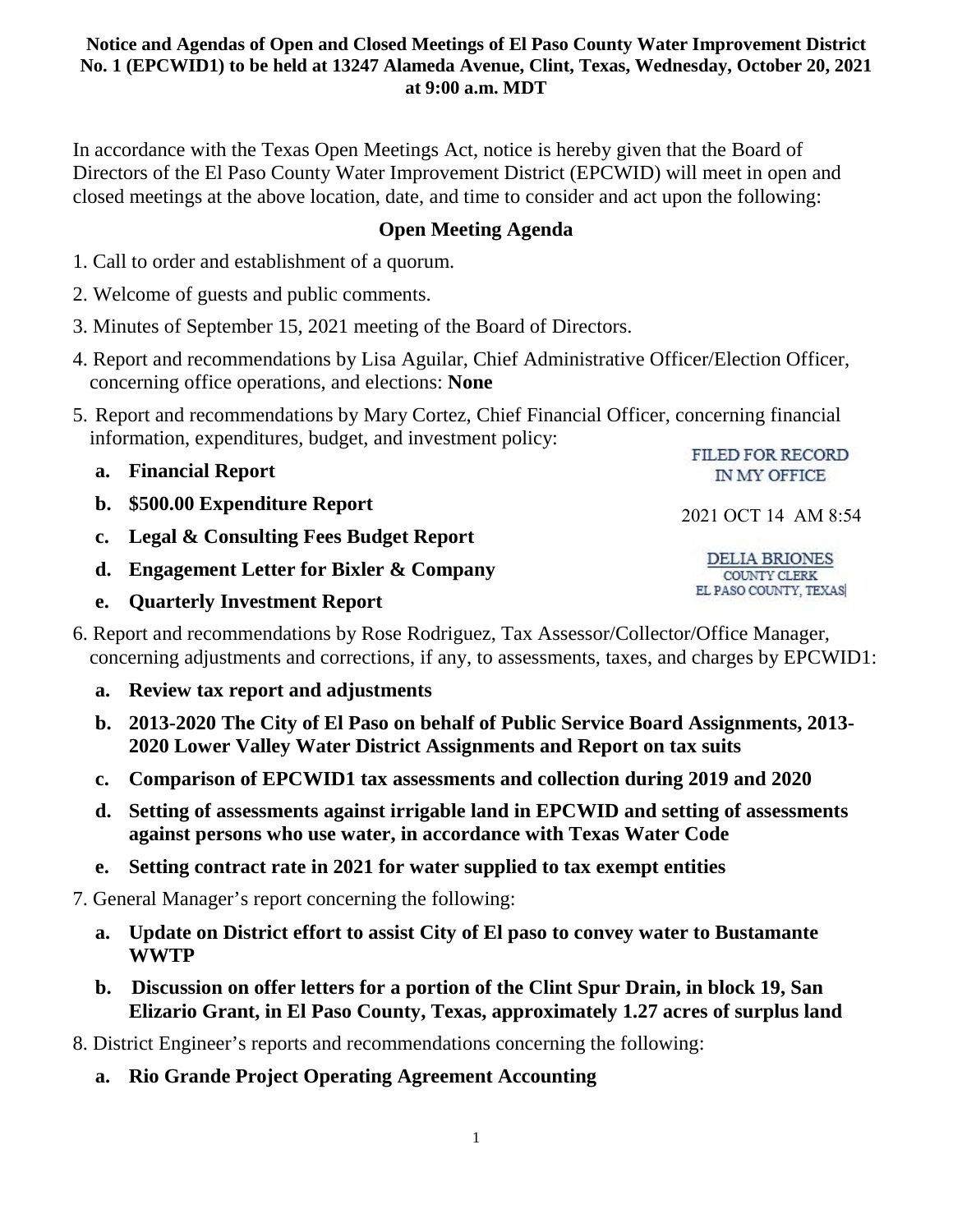**Notice and Agendas of Open and Closed Meetings of El Paso County Water Improvement District No. 1 (EPCWID1) to be held at 13247 Alameda Avenue, Clint, Texas, Wednesday, October 20, 2021 at 9:00 a.m. MDT**

In accordance with the Texas Open Meetings Act, notice is hereby given that the Board of Directors of the El Paso County Water Improvement District (EPCWID) will meet in open and closed meetings at the above location, date, and time to consider and act upon the following:

## Open Meeting Agenda

1. Call to order and establishment of a quorum.
2. Welcome of guests and public comments.
3. Minutes of September 15, 2021 meeting of the Board of Directors.
4. Report and recommendations by Lisa Aguilar, Chief Administrative Officer/Election Officer, concerning office operations, and elections: **None**
5. Report and recommendations by Mary Cortez, Chief Financial Officer, concerning financial information, expenditures, budget, and investment policy:
   a. **Financial Report**
   b. **$500.00 Expenditure Report**
   c. **Legal & Consulting Fees Budget Report**
   d. **Engagement Letter for Bixler & Company**
   e. **Quarterly Investment Report**

FILED FOR RECORD IN MY OFFICE

2021 OCT 14 AM 8:54

DELIA BRIONES
COUNTY CLERK
EL PASO COUNTY, TEXAS

6. Report and recommendations by Rose Rodriguez, Tax Assessor/Collector/Office Manager, concerning adjustments and corrections, if any, to assessments, taxes, and charges by EPCWID1:
   a. **Review tax report and adjustments**
   b. **2013-2020 The City of El Paso on behalf of Public Service Board Assignments, 2013-2020 Lower Valley Water District Assignments and Report on tax suits**
   c. **Comparison of EPCWID1 tax assessments and collection during 2019 and 2020**
   d. **Setting of assessments against irrigable land in EPCWID and setting of assessments against persons who use water, in accordance with Texas Water Code**
   e. **Setting contract rate in 2021 for water supplied to tax exempt entities**
7. General Manager's report concerning the following:
   a. **Update on District effort to assist City of El paso to convey water to Bustamante WWTP**
   b. **Discussion on offer letters for a portion of the Clint Spur Drain, in block 19, San Elizario Grant, in El Paso County, Texas, approximately 1.27 acres of surplus land**
8. District Engineer's reports and recommendations concerning the following:
   a. **Rio Grande Project Operating Agreement Accounting**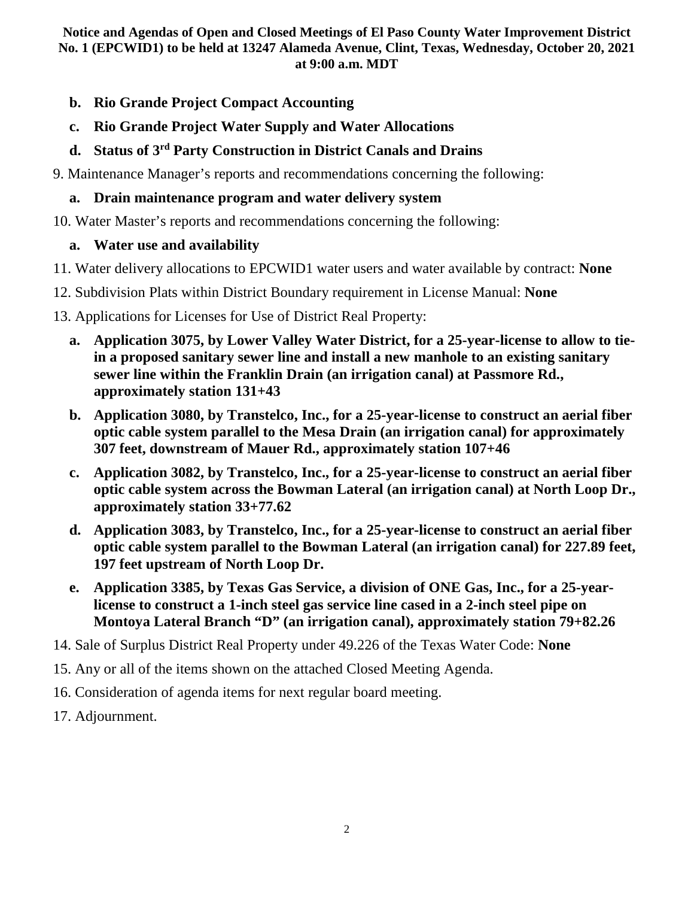**Notice and Agendas of Open and Closed Meetings of El Paso County Water Improvement District No. 1 (EPCWID1) to be held at 13247 Alameda Avenue, Clint, Texas, Wednesday, October 20, 2021 at 9:00 a.m. MDT**

- **b. Rio Grande Project Compact Accounting**
- **c. Rio Grande Project Water Supply and Water Allocations**
- **d. Status of 3rd Party Construction in District Canals and Drains**

9. Maintenance Manager's reports and recommendations concerning the following:
   - **a. Drain maintenance program and water delivery system**
10. Water Master's reports and recommendations concerning the following:
    - **a. Water use and availability**
11. Water delivery allocations to EPCWID1 water users and water available by contract: **None**
12. Subdivision Plats within District Boundary requirement in License Manual: **None**
13. Applications for Licenses for Use of District Real Property:
    - **a. Application 3075, by Lower Valley Water District, for a 25-year-license to allow to tie-in a proposed sanitary sewer line and install a new manhole to an existing sanitary sewer line within the Franklin Drain (an irrigation canal) at Passmore Rd., approximately station 131+43**
    - **b. Application 3080, by Transtelco, Inc., for a 25-year-license to construct an aerial fiber optic cable system parallel to the Mesa Drain (an irrigation canal) for approximately 307 feet, downstream of Mauer Rd., approximately station 107+46**
    - **c. Application 3082, by Transtelco, Inc., for a 25-year-license to construct an aerial fiber optic cable system across the Bowman Lateral (an irrigation canal) at North Loop Dr., approximately station 33+77.62**
    - **d. Application 3083, by Transtelco, Inc., for a 25-year-license to construct an aerial fiber optic cable system parallel to the Bowman Lateral (an irrigation canal) for 227.89 feet, 197 feet upstream of North Loop Dr.**
    - **e. Application 3385, by Texas Gas Service, a division of ONE Gas, Inc., for a 25-year-license to construct a 1-inch steel gas service line cased in a 2-inch steel pipe on Montoya Lateral Branch "D" (an irrigation canal), approximately station 79+82.26**
14. Sale of Surplus District Real Property under 49.226 of the Texas Water Code: **None**
15. Any or all of the items shown on the attached Closed Meeting Agenda.
16. Consideration of agenda items for next regular board meeting.
17. Adjournment.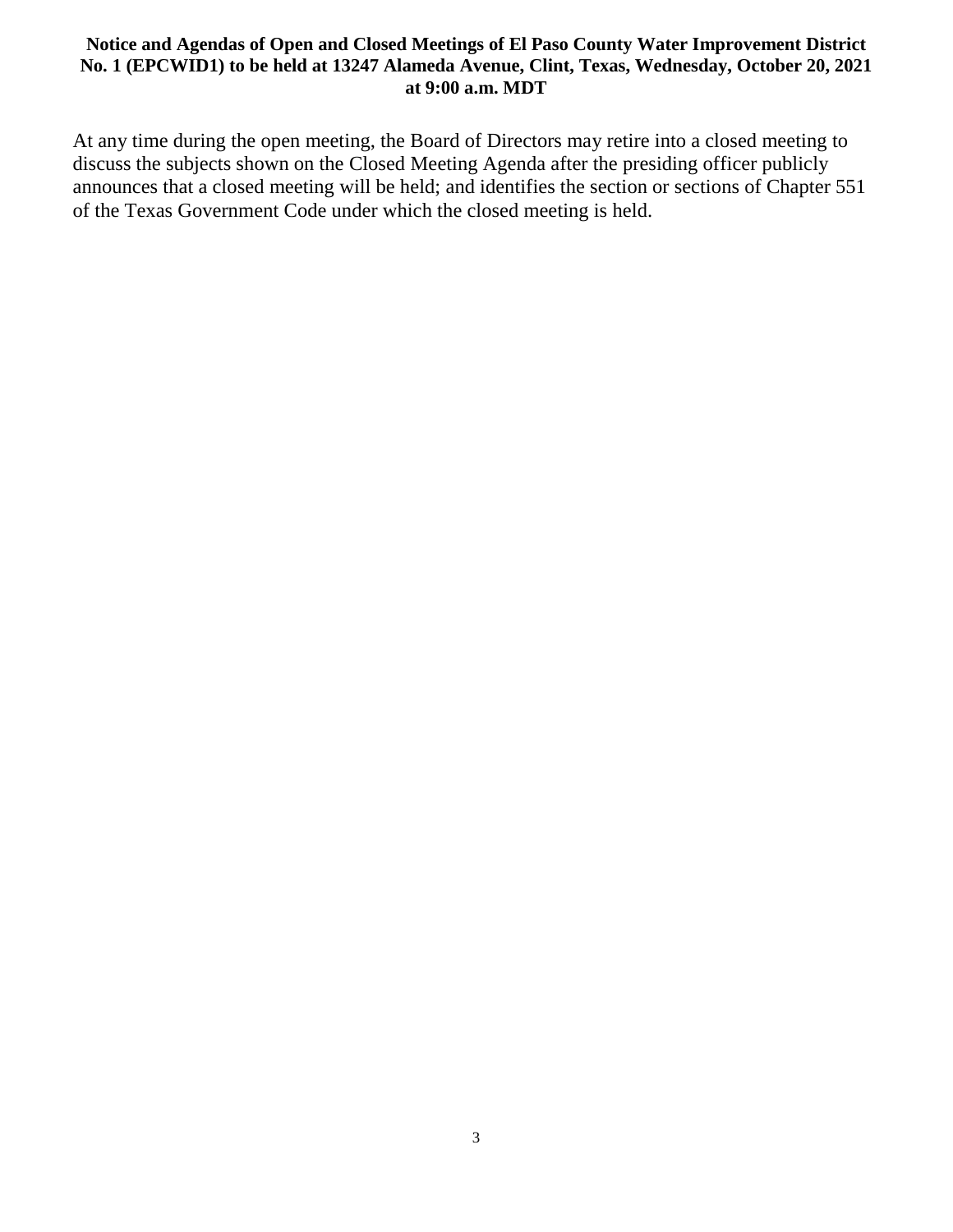**Notice and Agendas of Open and Closed Meetings of El Paso County Water Improvement District No. 1 (EPCWID1) to be held at 13247 Alameda Avenue, Clint, Texas, Wednesday, October 20, 2021 at 9:00 a.m. MDT**

At any time during the open meeting, the Board of Directors may retire into a closed meeting to discuss the subjects shown on the Closed Meeting Agenda after the presiding officer publicly announces that a closed meeting will be held; and identifies the section or sections of Chapter 551 of the Texas Government Code under which the closed meeting is held.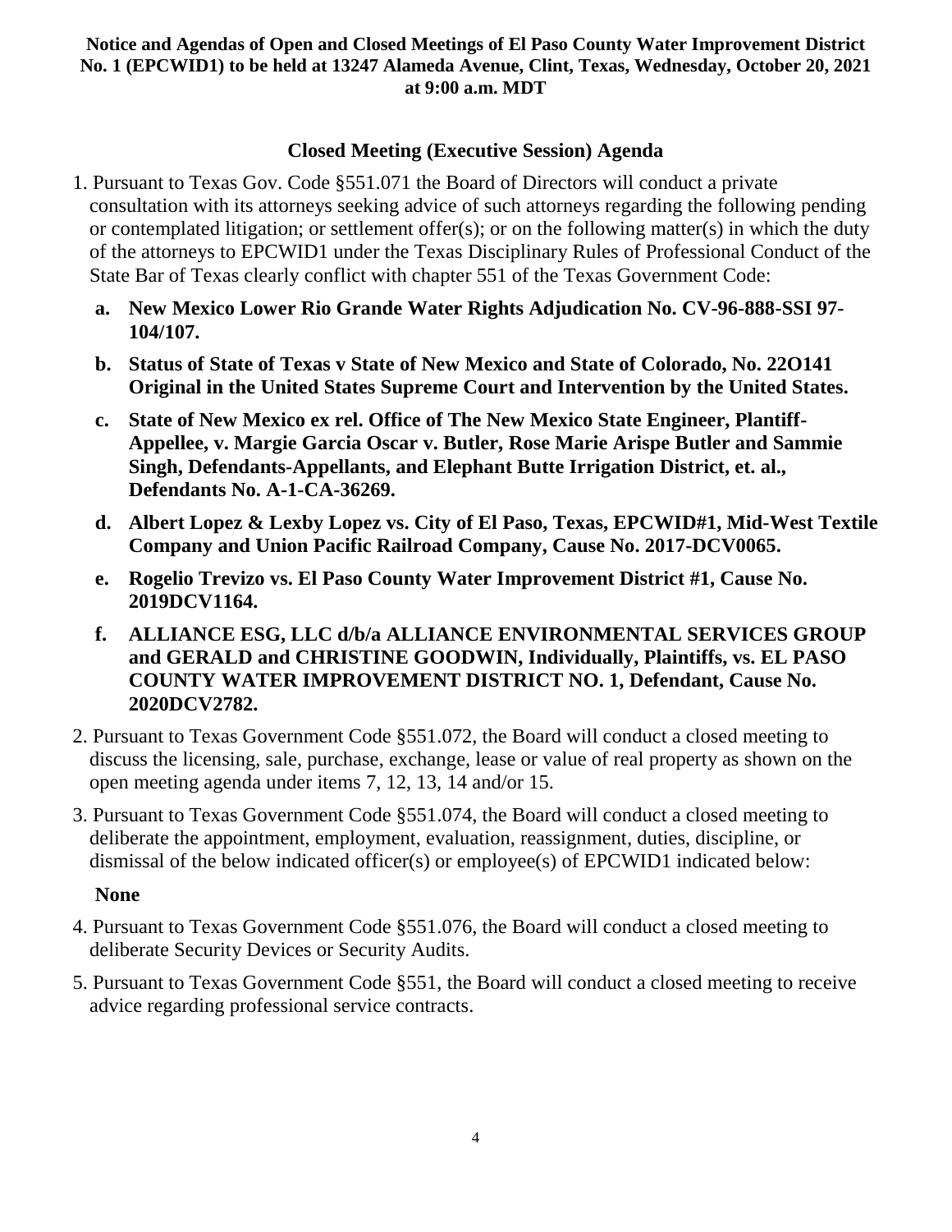**Notice and Agendas of Open and Closed Meetings of El Paso County Water Improvement District No. 1 (EPCWID1) to be held at 13247 Alameda Avenue, Clint, Texas, Wednesday, October 20, 2021 at 9:00 a.m. MDT**

## Closed Meeting (Executive Session) Agenda

1. Pursuant to Texas Gov. Code §551.071 the Board of Directors will conduct a private consultation with its attorneys seeking advice of such attorneys regarding the following pending or contemplated litigation; or settlement offer(s); or on the following matter(s) in which the duty of the attorneys to EPCWID1 under the Texas Disciplinary Rules of Professional Conduct of the State Bar of Texas clearly conflict with chapter 551 of the Texas Government Code:

   a. **New Mexico Lower Rio Grande Water Rights Adjudication No. CV-96-888-SSI 97-104/107.**

   b. **Status of State of Texas v State of New Mexico and State of Colorado, No. 22O141 Original in the United States Supreme Court and Intervention by the United States.**

   c. **State of New Mexico ex rel. Office of The New Mexico State Engineer, Plantiff-Appellee, v. Margie Garcia Oscar v. Butler, Rose Marie Arispe Butler and Sammie Singh, Defendants-Appellants, and Elephant Butte Irrigation District, et. al., Defendants No. A-1-CA-36269.**

   d. **Albert Lopez & Lexby Lopez vs. City of El Paso, Texas, EPCWID#1, Mid-West Textile Company and Union Pacific Railroad Company, Cause No. 2017-DCV0065.**

   e. **Rogelio Trevizo vs. El Paso County Water Improvement District #1, Cause No. 2019DCV1164.**

   f. **ALLIANCE ESG, LLC d/b/a ALLIANCE ENVIRONMENTAL SERVICES GROUP and GERALD and CHRISTINE GOODWIN, Individually, Plaintiffs, vs. EL PASO COUNTY WATER IMPROVEMENT DISTRICT NO. 1, Defendant, Cause No. 2020DCV2782.**

2. Pursuant to Texas Government Code §551.072, the Board will conduct a closed meeting to discuss the licensing, sale, purchase, exchange, lease or value of real property as shown on the open meeting agenda under items 7, 12, 13, 14 and/or 15.

3. Pursuant to Texas Government Code §551.074, the Board will conduct a closed meeting to deliberate the appointment, employment, evaluation, reassignment, duties, discipline, or dismissal of the below indicated officer(s) or employee(s) of EPCWID1 indicated below:

   **None**

4. Pursuant to Texas Government Code §551.076, the Board will conduct a closed meeting to deliberate Security Devices or Security Audits.

5. Pursuant to Texas Government Code §551, the Board will conduct a closed meeting to receive advice regarding professional service contracts.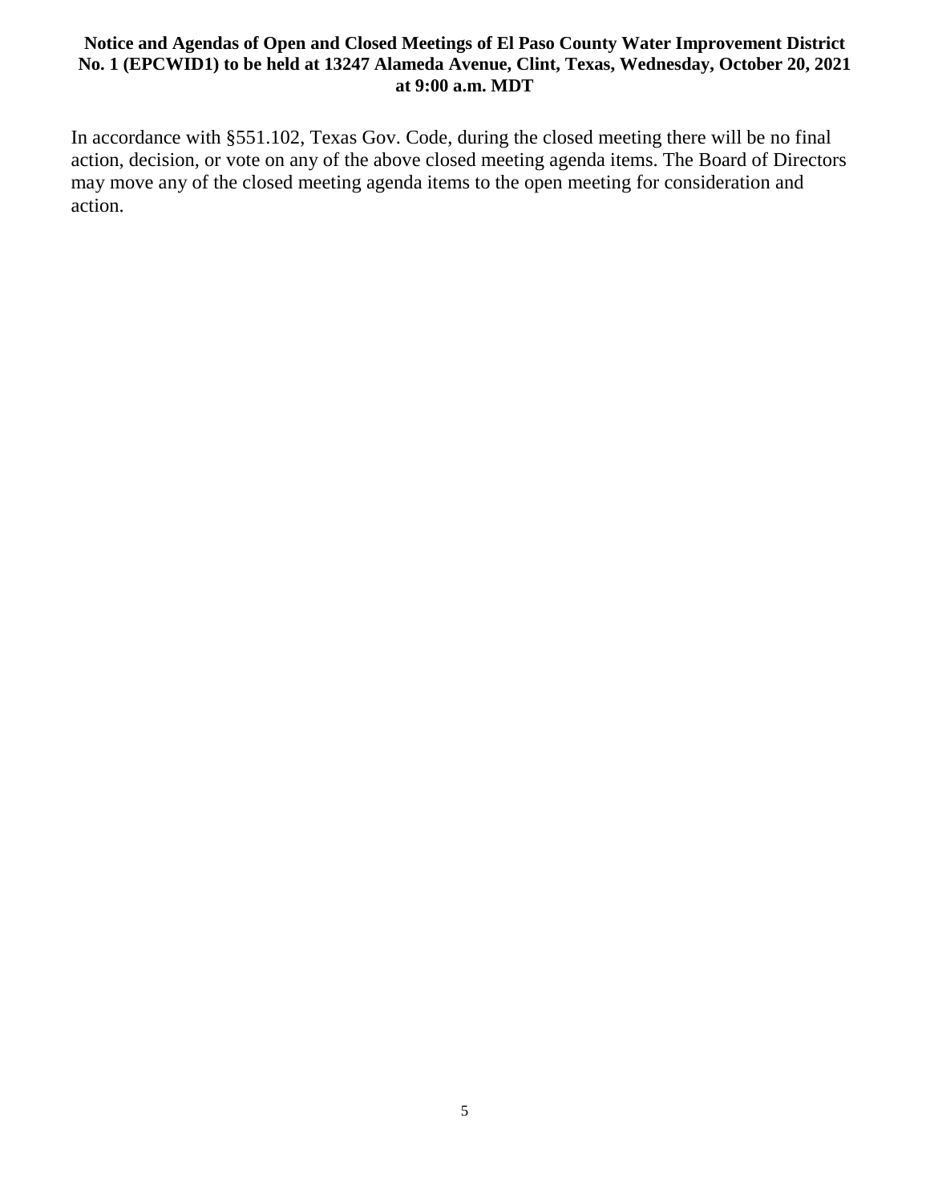In accordance with §551.102, Texas Gov. Code, during the closed meeting there will be no final action, decision, or vote on any of the above closed meeting agenda items. The Board of Directors may move any of the closed meeting agenda items to the open meeting for consideration and action.